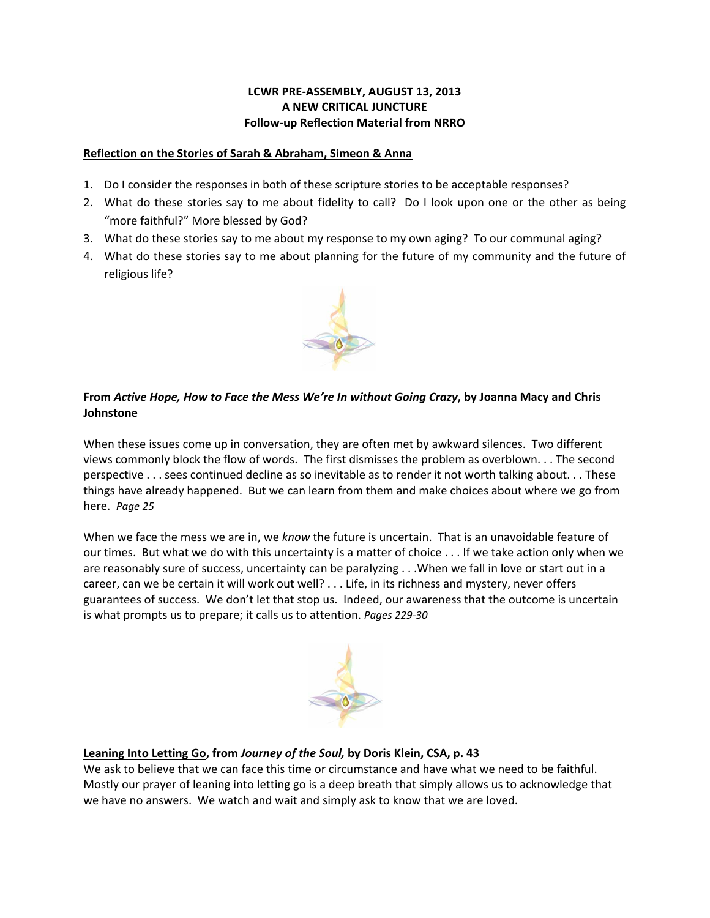**LCWR PRE-ASSEMBLY, AUGUST 13, 2013**
**A NEW CRITICAL JUNCTURE**
**Follow-up Reflection Material from NRRO**

**Reflection on the Stories of Sarah & Abraham, Simeon & Anna**

1. Do I consider the responses in both of these scripture stories to be acceptable responses?
2. What do these stories say to me about fidelity to call? Do I look upon one or the other as being "more faithful?" More blessed by God?
3. What do these stories say to me about my response to my own aging? To our communal aging?
4. What do these stories say to me about planning for the future of my community and the future of religious life?

**From *Active Hope, How to Face the Mess We're In without Going Crazy*, by Joanna Macy and Chris Johnstone**

When these issues come up in conversation, they are often met by awkward silences. Two different views commonly block the flow of words. The first dismisses the problem as overblown. . . The second perspective . . . sees continued decline as so inevitable as to render it not worth talking about. . . These things have already happened. But we can learn from them and make choices about where we go from here. *Page 25*

When we face the mess we are in, we *know* the future is uncertain. That is an unavoidable feature of our times. But what we do with this uncertainty is a matter of choice . . . If we take action only when we are reasonably sure of success, uncertainty can be paralyzing . . .When we fall in love or start out in a career, can we be certain it will work out well? . . . Life, in its richness and mystery, never offers guarantees of success. We don't let that stop us. Indeed, our awareness that the outcome is uncertain is what prompts us to prepare; it calls us to attention. *Pages 229-30*

**Leaning Into Letting Go, from *Journey of the Soul,* by Doris Klein, CSA, p. 43**
We ask to believe that we can face this time or circumstance and have what we need to be faithful. Mostly our prayer of leaning into letting go is a deep breath that simply allows us to acknowledge that we have no answers. We watch and wait and simply ask to know that we are loved.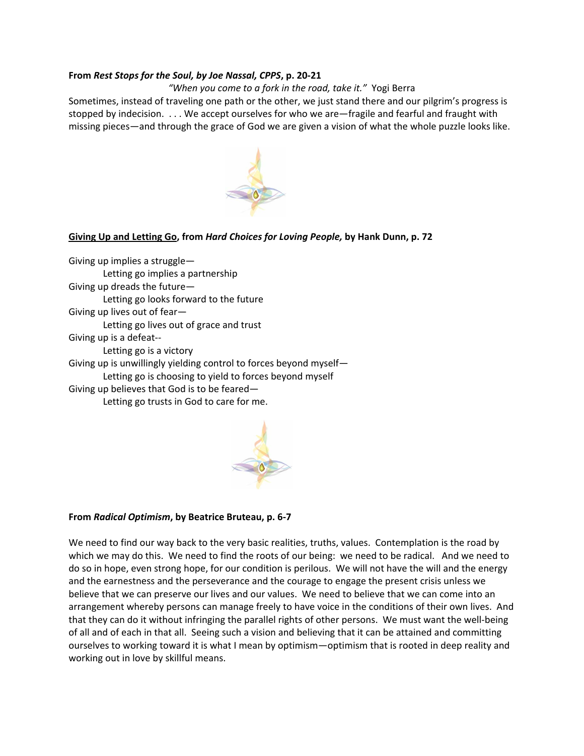**From *Rest Stops for the Soul, by Joe Nassal, CPPS*, p. 20-21**

*"When you come to a fork in the road, take it."* Yogi Berra

Sometimes, instead of traveling one path or the other, we just stand there and our pilgrim's progress is stopped by indecision. . . . We accept ourselves for who we are—fragile and fearful and fraught with missing pieces—and through the grace of God we are given a vision of what the whole puzzle looks like.

**<u>Giving Up and Letting Go</u>, from *Hard Choices for Loving People,* by Hank Dunn, p. 72**

Giving up implies a struggle—
    Letting go implies a partnership
Giving up dreads the future—
    Letting go looks forward to the future
Giving up lives out of fear—
    Letting go lives out of grace and trust
Giving up is a defeat--
    Letting go is a victory
Giving up is unwillingly yielding control to forces beyond myself—
    Letting go is choosing to yield to forces beyond myself
Giving up believes that God is to be feared—
    Letting go trusts in God to care for me.

**From *Radical Optimism*, by Beatrice Bruteau, p. 6-7**

We need to find our way back to the very basic realities, truths, values. Contemplation is the road by which we may do this. We need to find the roots of our being: we need to be radical. And we need to do so in hope, even strong hope, for our condition is perilous. We will not have the will and the energy and the earnestness and the perseverance and the courage to engage the present crisis unless we believe that we can preserve our lives and our values. We need to believe that we can come into an arrangement whereby persons can manage freely to have voice in the conditions of their own lives. And that they can do it without infringing the parallel rights of other persons. We must want the well-being of all and of each in that all. Seeing such a vision and believing that it can be attained and committing ourselves to working toward it is what I mean by optimism—optimism that is rooted in deep reality and working out in love by skillful means.